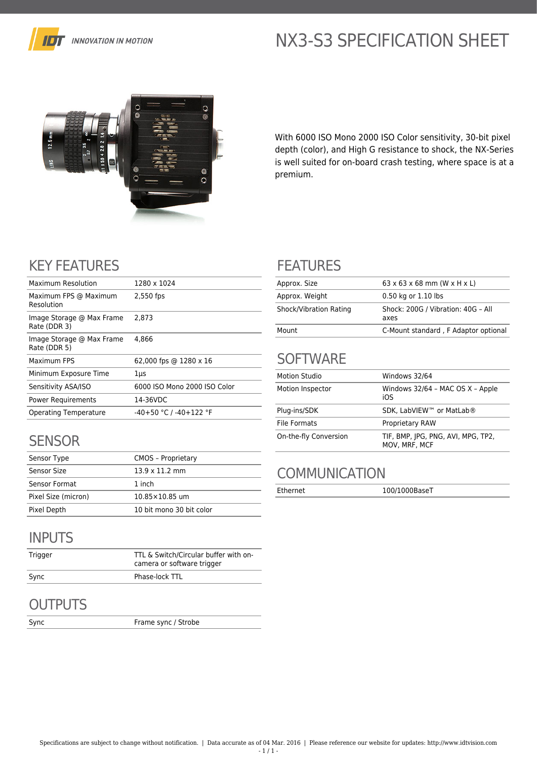IDT INNOVATION IN MOTION

# NX3-S3 SPECIFICATION SHEET

With 6000 ISO Mono 2000 ISO Color sensitivity, 30-bit pixel depth (color), and High G resistance to shock, the NX-Series is well suited for on-board crash testing, where space is at a premium.

## KEY FEATURES

| | |
|---|---|
| Maximum Resolution | 1280 x 1024 |
| Maximum FPS @ Maximum Resolution | 2,550 fps |
| Image Storage @ Max Frame Rate (DDR 3) | 2,873 |
| Image Storage @ Max Frame Rate (DDR 5) | 4,866 |
| Maximum FPS | 62,000 fps @ 1280 x 16 |
| Minimum Exposure Time | 1µs |
| Sensitivity ASA/ISO | 6000 ISO Mono 2000 ISO Color |
| Power Requirements | 14-36VDC |
| Operating Temperature | -40+50 °C / -40+122 °F |

## SENSOR

| | |
|---|---|
| Sensor Type | CMOS – Proprietary |
| Sensor Size | 13.9 x 11.2 mm |
| Sensor Format | 1 inch |
| Pixel Size (micron) | 10.85×10.85 um |
| Pixel Depth | 10 bit mono 30 bit color |

## INPUTS

| | |
|---|---|
| Trigger | TTL & Switch/Circular buffer with on-camera or software trigger |
| Sync | Phase-lock TTL |

## OUTPUTS

| | |
|---|---|
| Sync | Frame sync / Strobe |

## FEATURES

| | |
|---|---|
| Approx. Size | 63 x 63 x 68 mm (W x H x L) |
| Approx. Weight | 0.50 kg or 1.10 lbs |
| Shock/Vibration Rating | Shock: 200G / Vibration: 40G – All axes |
| Mount | C-Mount standard , F Adaptor optional |

## SOFTWARE

| | |
|---|---|
| Motion Studio | Windows 32/64 |
| Motion Inspector | Windows 32/64 – MAC OS X – Apple iOS |
| Plug-ins/SDK | SDK, LabVIEW™ or MatLab® |
| File Formats | Proprietary RAW |
| On-the-fly Conversion | TIF, BMP, JPG, PNG, AVI, MPG, TP2, MOV, MRF, MCF |

## COMMUNICATION

| | |
|---|---|
| Ethernet | 100/1000BaseT |

Specifications are subject to change without notification. | Data accurate as of 04 Mar. 2016 | Please reference our website for updates: http://www.idtvision.com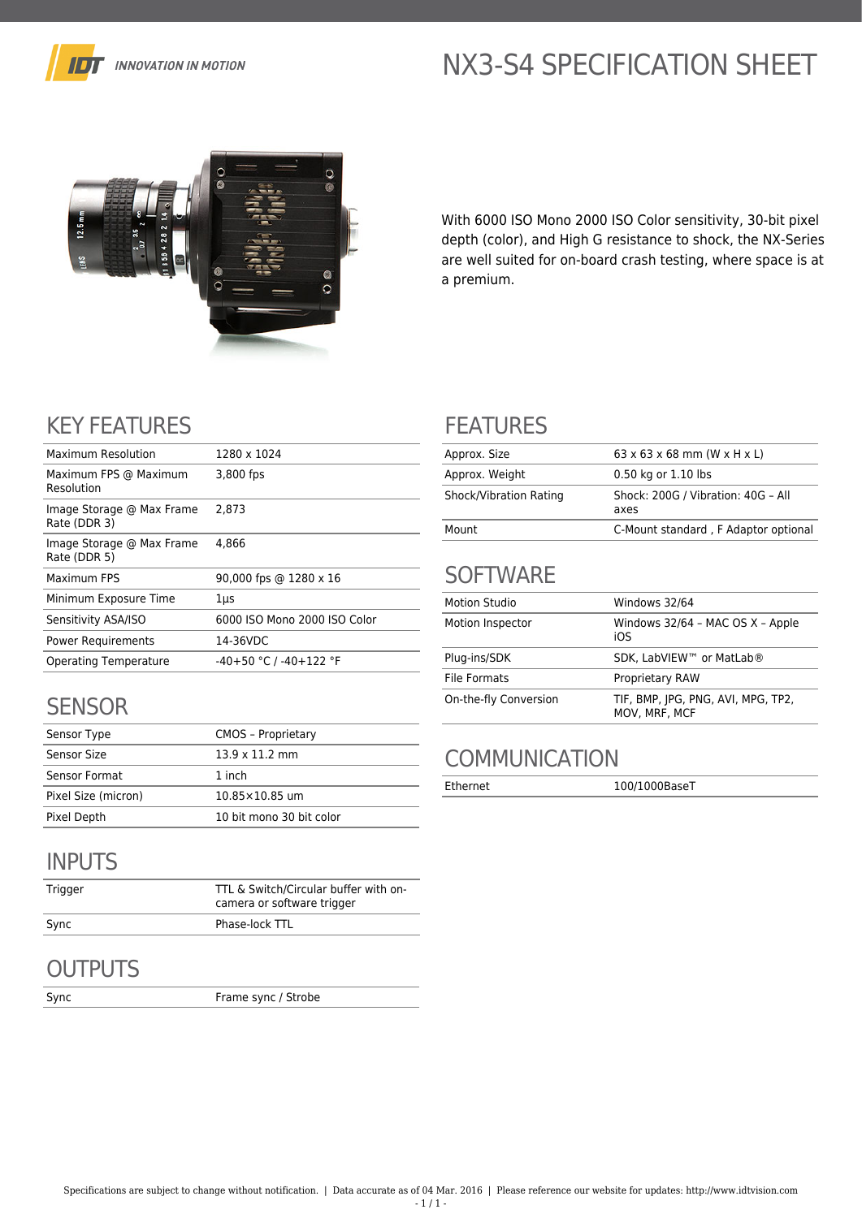INNOVATION IN MOTION

# NX3-S4 SPECIFICATION SHEET

With 6000 ISO Mono 2000 ISO Color sensitivity, 30-bit pixel depth (color), and High G resistance to shock, the NX-Series are well suited for on-board crash testing, where space is at a premium.

## KEY FEATURES

| | |
|---|---|
| Maximum Resolution | 1280 x 1024 |
| Maximum FPS @ Maximum Resolution | 3,800 fps |
| Image Storage @ Max Frame Rate (DDR 3) | 2,873 |
| Image Storage @ Max Frame Rate (DDR 5) | 4,866 |
| Maximum FPS | 90,000 fps @ 1280 x 16 |
| Minimum Exposure Time | 1µs |
| Sensitivity ASA/ISO | 6000 ISO Mono 2000 ISO Color |
| Power Requirements | 14-36VDC |
| Operating Temperature | -40+50 °C / -40+122 °F |

## SENSOR

| | |
|---|---|
| Sensor Type | CMOS – Proprietary |
| Sensor Size | 13.9 x 11.2 mm |
| Sensor Format | 1 inch |
| Pixel Size (micron) | 10.85×10.85 um |
| Pixel Depth | 10 bit mono 30 bit color |

## INPUTS

| | |
|---|---|
| Trigger | TTL & Switch/Circular buffer with on-camera or software trigger |
| Sync | Phase-lock TTL |

## OUTPUTS

| | |
|---|---|
| Sync | Frame sync / Strobe |

## FEATURES

| | |
|---|---|
| Approx. Size | 63 x 63 x 68 mm (W x H x L) |
| Approx. Weight | 0.50 kg or 1.10 lbs |
| Shock/Vibration Rating | Shock: 200G / Vibration: 40G – All axes |
| Mount | C-Mount standard , F Adaptor optional |

## SOFTWARE

| | |
|---|---|
| Motion Studio | Windows 32/64 |
| Motion Inspector | Windows 32/64 – MAC OS X – Apple iOS |
| Plug-ins/SDK | SDK, LabVIEW™ or MatLab® |
| File Formats | Proprietary RAW |
| On-the-fly Conversion | TIF, BMP, JPG, PNG, AVI, MPG, TP2, MOV, MRF, MCF |

## COMMUNICATION

| | |
|---|---|
| Ethernet | 100/1000BaseT |

Specifications are subject to change without notification. | Data accurate as of 04 Mar. 2016 | Please reference our website for updates: http://www.idtvision.com